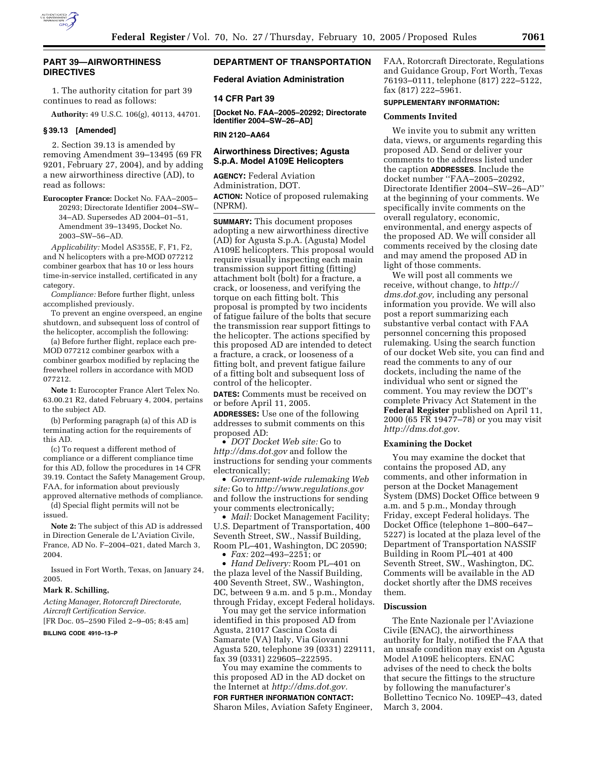## PART 39—AIRWORTHINESS DIRECTIVES

1. The authority citation for part 39 continues to read as follows:

**Authority:** 49 U.S.C. 106(g), 40113, 44701.

### § 39.13 [Amended]

2. Section 39.13 is amended by removing Amendment 39–13495 (69 FR 9201, February 27, 2004), and by adding a new airworthiness directive (AD), to read as follows:

**Eurocopter France:** Docket No. FAA–2005–20293; Directorate Identifier 2004–SW–34–AD. Supersedes AD 2004–01–51, Amendment 39–13495, Docket No. 2003–SW–56–AD.

*Applicability:* Model AS355E, F, F1, F2, and N helicopters with a pre-MOD 077212 combiner gearbox that has 10 or less hours time-in-service installed, certificated in any category.

*Compliance:* Before further flight, unless accomplished previously.

To prevent an engine overspeed, an engine shutdown, and subsequent loss of control of the helicopter, accomplish the following:

(a) Before further flight, replace each pre-MOD 077212 combiner gearbox with a combiner gearbox modified by replacing the freewheel rollers in accordance with MOD 077212.

**Note 1:** Eurocopter France Alert Telex No. 63.00.21 R2, dated February 4, 2004, pertains to the subject AD.

(b) Performing paragraph (a) of this AD is terminating action for the requirements of this AD.

(c) To request a different method of compliance or a different compliance time for this AD, follow the procedures in 14 CFR 39.19. Contact the Safety Management Group, FAA, for information about previously approved alternative methods of compliance.

(d) Special flight permits will not be issued.

**Note 2:** The subject of this AD is addressed in Direction Generale de L'Aviation Civile, France, AD No. F–2004–021, dated March 3, 2004.

Issued in Fort Worth, Texas, on January 24, 2005.

**Mark R. Schilling,**

*Acting Manager, Rotorcraft Directorate, Aircraft Certification Service.*

[FR Doc. 05–2590 Filed 2–9–05; 8:45 am]

**BILLING CODE 4910–13–P**

## DEPARTMENT OF TRANSPORTATION

### Federal Aviation Administration

### 14 CFR Part 39

**[Docket No. FAA–2005–20292; Directorate Identifier 2004–SW–26–AD]**

**RIN 2120–AA64**

### Airworthiness Directives; Agusta S.p.A. Model A109E Helicopters

**AGENCY:** Federal Aviation Administration, DOT.

**ACTION:** Notice of proposed rulemaking (NPRM).

**SUMMARY:** This document proposes adopting a new airworthiness directive (AD) for Agusta S.p.A. (Agusta) Model A109E helicopters. This proposal would require visually inspecting each main transmission support fitting (fitting) attachment bolt (bolt) for a fracture, a crack, or looseness, and verifying the torque on each fitting bolt. This proposal is prompted by two incidents of fatigue failure of the bolts that secure the transmission rear support fittings to the helicopter. The actions specified by this proposed AD are intended to detect a fracture, a crack, or looseness of a fitting bolt, and prevent fatigue failure of a fitting bolt and subsequent loss of control of the helicopter.

**DATES:** Comments must be received on or before April 11, 2005.

**ADDRESSES:** Use one of the following addresses to submit comments on this proposed AD:

- *DOT Docket Web site:* Go to *http://dms.dot.gov* and follow the instructions for sending your comments electronically;
- *Government-wide rulemaking Web site:* Go to *http://www.regulations.gov* and follow the instructions for sending your comments electronically;
- *Mail:* Docket Management Facility; U.S. Department of Transportation, 400 Seventh Street, SW., Nassif Building, Room PL–401, Washington, DC 20590;
- *Fax:* 202–493–2251; or
- *Hand Delivery:* Room PL–401 on the plaza level of the Nassif Building, 400 Seventh Street, SW., Washington, DC, between 9 a.m. and 5 p.m., Monday through Friday, except Federal holidays.

You may get the service information identified in this proposed AD from Agusta, 21017 Cascina Costa di Samarate (VA) Italy, Via Giovanni Agusta 520, telephone 39 (0331) 229111, fax 39 (0331) 229605–222595.

You may examine the comments to this proposed AD in the AD docket on the Internet at *http://dms.dot.gov.*

**FOR FURTHER INFORMATION CONTACT:** Sharon Miles, Aviation Safety Engineer, FAA, Rotorcraft Directorate, Regulations and Guidance Group, Fort Worth, Texas 76193–0111, telephone (817) 222–5122, fax (817) 222–5961.

**SUPPLEMENTARY INFORMATION:**

### Comments Invited

We invite you to submit any written data, views, or arguments regarding this proposed AD. Send or deliver your comments to the address listed under the caption **ADDRESSES**. Include the docket number "FAA–2005–20292, Directorate Identifier 2004–SW–26–AD" at the beginning of your comments. We specifically invite comments on the overall regulatory, economic, environmental, and energy aspects of the proposed AD. We will consider all comments received by the closing date and may amend the proposed AD in light of those comments.

We will post all comments we receive, without change, to *http://dms.dot.gov,* including any personal information you provide. We will also post a report summarizing each substantive verbal contact with FAA personnel concerning this proposed rulemaking. Using the search function of our docket Web site, you can find and read the comments to any of our dockets, including the name of the individual who sent or signed the comment. You may review the DOT's complete Privacy Act Statement in the **Federal Register** published on April 11, 2000 (65 FR 19477–78) or you may visit *http://dms.dot.gov.*

### Examining the Docket

You may examine the docket that contains the proposed AD, any comments, and other information in person at the Docket Management System (DMS) Docket Office between 9 a.m. and 5 p.m., Monday through Friday, except Federal holidays. The Docket Office (telephone 1–800–647–5227) is located at the plaza level of the Department of Transportation NASSIF Building in Room PL–401 at 400 Seventh Street, SW., Washington, DC. Comments will be available in the AD docket shortly after the DMS receives them.

### Discussion

The Ente Nazionale per l'Aviazione Civile (ENAC), the airworthiness authority for Italy, notified the FAA that an unsafe condition may exist on Agusta Model A109E helicopters. ENAC advises of the need to check the bolts that secure the fittings to the structure by following the manufacturer's Bollettino Tecnico No. 109EP–43, dated March 3, 2004.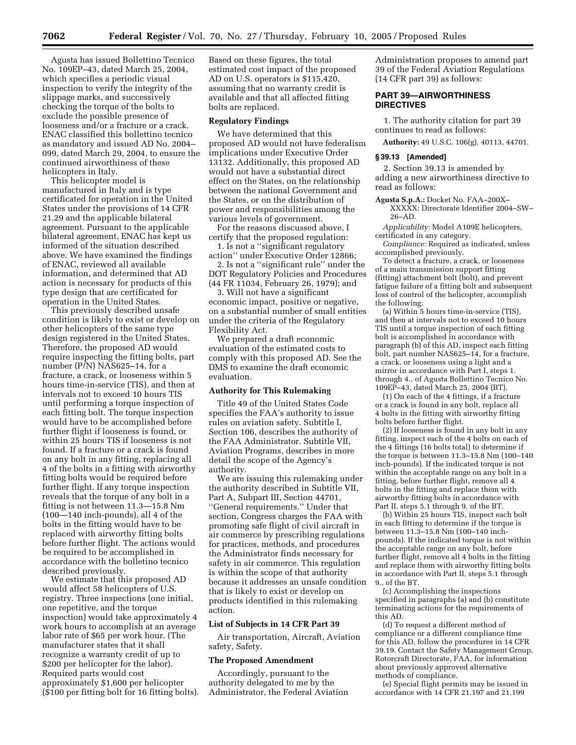Agusta has issued Bollettino Tecnico No. 109EP–43, dated March 25, 2004, which specifies a periodic visual inspection to verify the integrity of the slippage marks, and successively checking the torque of the bolts to exclude the possible presence of looseness and/or a fracture or a crack. ENAC classified this bollettino tecnico as mandatory and issued AD No. 2004–099, dated March 29, 2004, to ensure the continued airworthiness of these helicopters in Italy.

This helicopter model is manufactured in Italy and is type certificated for operation in the United States under the provisions of 14 CFR 21.29 and the applicable bilateral agreement. Pursuant to the applicable bilateral agreement, ENAC has kept us informed of the situation described above. We have examined the findings of ENAC, reviewed all available information, and determined that AD action is necessary for products of this type design that are certificated for operation in the United States.

This previously described unsafe condition is likely to exist or develop on other helicopters of the same type design registered in the United States. Therefore, the proposed AD would require inspecting the fitting bolts, part number (P/N) NAS625–14, for a fracture, a crack, or looseness within 5 hours time-in-service (TIS), and then at intervals not to exceed 10 hours TIS until performing a torque inspection of each fitting bolt. The torque inspection would have to be accomplished before further flight if looseness is found, or within 25 hours TIS if looseness is not found. If a fracture or a crack is found on any bolt in any fitting, replacing all 4 of the bolts in a fitting with airworthy fitting bolts would be required before further flight. If any torque inspection reveals that the torque of any bolt in a fitting is not between 11.3—15.8 Nm (100—140 inch-pounds), all 4 of the bolts in the fitting would have to be replaced with airworthy fitting bolts before further flight. The actions would be required to be accomplished in accordance with the bolletino tecnico described previously.

We estimate that this proposed AD would affect 58 helicopters of U.S. registry. Three inspections (one initial, one repetitive, and the torque inspection) would take approximately 4 work hours to accomplish at an average labor rate of $65 per work hour. (The manufacturer states that it shall recognize a warranty credit of up to $200 per helicopter for the labor). Required parts would cost approximately $1,600 per helicopter ($100 per fitting bolt for 16 fitting bolts). Based on these figures, the total estimated cost impact of the proposed AD on U.S. operators is $115,420, assuming that no warranty credit is available and that all affected fitting bolts are replaced.

**Regulatory Findings**

We have determined that this proposed AD would not have federalism implications under Executive Order 13132. Additionally, this proposed AD would not have a substantial direct effect on the States, on the relationship between the national Government and the States, or on the distribution of power and responsibilities among the various levels of government.

For the reasons discussed above, I certify that the proposed regulation:

1. Is not a ''significant regulatory action'' under Executive Order 12866;
2. Is not a ''significant rule'' under the DOT Regulatory Policies and Procedures (44 FR 11034, February 26, 1979); and
3. Will not have a significant economic impact, positive or negative, on a substantial number of small entities under the criteria of the Regulatory Flexibility Act.

We prepared a draft economic evaluation of the estimated costs to comply with this proposed AD. See the DMS to examine the draft economic evaluation.

**Authority for This Rulemaking**

Title 49 of the United States Code specifies the FAA's authority to issue rules on aviation safety. Subtitle I, Section 106, describes the authority of the FAA Administrator. Subtitle VII, Aviation Programs, describes in more detail the scope of the Agency's authority.

We are issuing this rulemaking under the authority described in Subtitle VII, Part A, Subpart III, Section 44701, ''General requirements.'' Under that section, Congress charges the FAA with promoting safe flight of civil aircraft in air commerce by prescribing regulations for practices, methods, and procedures the Administrator finds necessary for safety in air commerce. This regulation is within the scope of that authority because it addresses an unsafe condition that is likely to exist or develop on products identified in this rulemaking action.

**List of Subjects in 14 CFR Part 39**

Air transportation, Aircraft, Aviation safety, Safety.

**The Proposed Amendment**

Accordingly, pursuant to the authority delegated to me by the Administrator, the Federal Aviation Administration proposes to amend part 39 of the Federal Aviation Regulations (14 CFR part 39) as follows:

## PART 39—AIRWORTHINESS DIRECTIVES

1. The authority citation for part 39 continues to read as follows:

**Authority:** 49 U.S.C. 106(g), 40113, 44701.

**§ 39.13 [Amended]**

2. Section 39.13 is amended by adding a new airworthiness directive to read as follows:

**Agusta S.p.A.:** Docket No. FAA–200X–XXXXX; Directorate Identifier 2004–SW–26–AD.

*Applicability:* Model A109E helicopters, certificated in any category.

*Compliance:* Required as indicated, unless accomplished previously.

To detect a fracture, a crack, or looseness of a main transmission support fitting (fitting) attachment bolt (bolt), and prevent fatigue failure of a fitting bolt and subsequent loss of control of the helicopter, accomplish the following:

(a) Within 5 hours time-in-service (TIS), and then at intervals not to exceed 10 hours TIS until a torque inspection of each fitting bolt is accomplished in accordance with paragraph (b) of this AD, inspect each fitting bolt, part number NAS625–14, for a fracture, a crack, or looseness using a light and a mirror in accordance with Part I, steps 1. through 4., of Agusta Bollettino Tecnico No. 109EP–43, dated March 25, 2004 (BT).

(1) On each of the 4 fittings, if a fracture or a crack is found in any bolt, replace all 4 bolts in the fitting with airworthy fitting bolts before further flight.

(2) If looseness is found in any bolt in any fitting, inspect each of the 4 bolts on each of the 4 fittings (16 bolts total) to determine if the torque is between 11.3–15.8 Nm (100–140 inch-pounds). If the indicated torque is not within the acceptable range on any bolt in a fitting, before further flight, remove all 4 bolts in the fitting and replace them with airworthy fitting bolts in accordance with Part II, steps 5.1 through 9. of the BT.

(b) Within 25 hours TIS, inspect each bolt in each fitting to determine if the torque is between 11.3–15.8 Nm (100–140 inch-pounds). If the indicated torque is not within the acceptable range on any bolt, before further flight, remove all 4 bolts in the fitting and replace them with airworthy fitting bolts in accordance with Part II, steps 5.1 through 9., of the BT.

(c) Accomplishing the inspections specified in paragraphs (a) and (b) constitute terminating actions for the requirements of this AD.

(d) To request a different method of compliance or a different compliance time for this AD, follow the procedures in 14 CFR 39.19. Contact the Safety Management Group, Rotorcraft Directorate, FAA, for information about previously approved alternative methods of compliance.

(e) Special flight permits may be issued in accordance with 14 CFR 21.197 and 21.199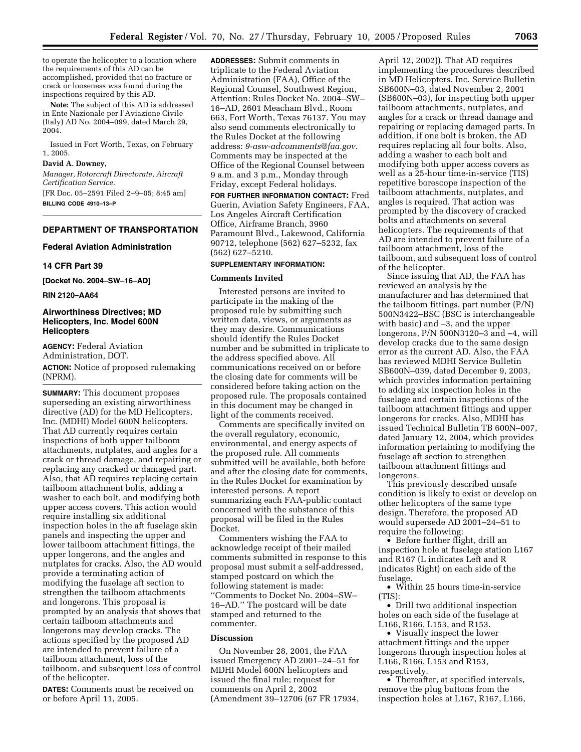to operate the helicopter to a location where the requirements of this AD can be accomplished, provided that no fracture or crack or looseness was found during the inspections required by this AD.

**Note:** The subject of this AD is addressed in Ente Nazionale per l'Aviazione Civile (Italy) AD No. 2004–099, dated March 29, 2004.

Issued in Fort Worth, Texas, on February 1, 2005.

**David A. Downey,**

*Manager, Rotorcraft Directorate, Aircraft Certification Service.*

[FR Doc. 05–2591 Filed 2–9–05; 8:45 am]

**BILLING CODE 4910–13–P**

---

## DEPARTMENT OF TRANSPORTATION

### Federal Aviation Administration

### 14 CFR Part 39

**[Docket No. 2004–SW–16–AD]**

**RIN 2120–AA64**

### Airworthiness Directives; MD Helicopters, Inc. Model 600N Helicopters

**AGENCY:** Federal Aviation Administration, DOT.

**ACTION:** Notice of proposed rulemaking (NPRM).

**SUMMARY:** This document proposes superseding an existing airworthiness directive (AD) for the MD Helicopters, Inc. (MDHI) Model 600N helicopters. That AD currently requires certain inspections of both upper tailboom attachments, nutplates, and angles for a crack or thread damage, and repairing or replacing any cracked or damaged part. Also, that AD requires replacing certain tailboom attachment bolts, adding a washer to each bolt, and modifying both upper access covers. This action would require installing six additional inspection holes in the aft fuselage skin panels and inspecting the upper and lower tailboom attachment fittings, the upper longerons, and the angles and nutplates for cracks. Also, the AD would provide a terminating action of modifying the fuselage aft section to strengthen the tailboom attachments and longerons. This proposal is prompted by an analysis that shows that certain tailboom attachments and longerons may develop cracks. The actions specified by the proposed AD are intended to prevent failure of a tailboom attachment, loss of the tailboom, and subsequent loss of control of the helicopter.

**DATES:** Comments must be received on or before April 11, 2005.

**ADDRESSES:** Submit comments in triplicate to the Federal Aviation Administration (FAA), Office of the Regional Counsel, Southwest Region, Attention: Rules Docket No. 2004–SW–16–AD, 2601 Meacham Blvd., Room 663, Fort Worth, Texas 76137. You may also send comments electronically to the Rules Docket at the following address: *9-asw-adcomments@faa.gov.* Comments may be inspected at the Office of the Regional Counsel between 9 a.m. and 3 p.m., Monday through Friday, except Federal holidays.

**FOR FURTHER INFORMATION CONTACT:** Fred Guerin, Aviation Safety Engineers, FAA, Los Angeles Aircraft Certification Office, Airframe Branch, 3960 Paramount Blvd., Lakewood, California 90712, telephone (562) 627–5232, fax (562) 627–5210.

**SUPPLEMENTARY INFORMATION:**

#### Comments Invited

Interested persons are invited to participate in the making of the proposed rule by submitting such written data, views, or arguments as they may desire. Communications should identify the Rules Docket number and be submitted in triplicate to the address specified above. All communications received on or before the closing date for comments will be considered before taking action on the proposed rule. The proposals contained in this document may be changed in light of the comments received.

Comments are specifically invited on the overall regulatory, economic, environmental, and energy aspects of the proposed rule. All comments submitted will be available, both before and after the closing date for comments, in the Rules Docket for examination by interested persons. A report summarizing each FAA-public contact concerned with the substance of this proposal will be filed in the Rules Docket.

Commenters wishing the FAA to acknowledge receipt of their mailed comments submitted in response to this proposal must submit a self-addressed, stamped postcard on which the following statement is made: ''Comments to Docket No. 2004–SW–16–AD.'' The postcard will be date stamped and returned to the commenter.

#### Discussion

On November 28, 2001, the FAA issued Emergency AD 2001–24–51 for MDHI Model 600N helicopters and issued the final rule; request for comments on April 2, 2002 (Amendment 39–12706 (67 FR 17934, April 12, 2002)). That AD requires implementing the procedures described in MD Helicopters, Inc. Service Bulletin SB600N–03, dated November 2, 2001 (SB600N–03), for inspecting both upper tailboom attachments, nutplates, and angles for a crack or thread damage and repairing or replacing damaged parts. In addition, if one bolt is broken, the AD requires replacing all four bolts. Also, adding a washer to each bolt and modifying both upper access covers as well as a 25-hour time-in-service (TIS) repetitive borescope inspection of the tailboom attachments, nutplates, and angles is required. That action was prompted by the discovery of cracked bolts and attachments on several helicopters. The requirements of that AD are intended to prevent failure of a tailboom attachment, loss of the tailboom, and subsequent loss of control of the helicopter.

Since issuing that AD, the FAA has reviewed an analysis by the manufacturer and has determined that the tailboom fittings, part number (P/N) 500N3422–BSC (BSC is interchangeable with basic) and –3, and the upper longerons, P/N 500N3120–3 and –4, will develop cracks due to the same design error as the current AD. Also, the FAA has reviewed MDHI Service Bulletin SB600N–039, dated December 9, 2003, which provides information pertaining to adding six inspection holes in the fuselage and certain inspections of the tailboom attachment fittings and upper longerons for cracks. Also, MDHI has issued Technical Bulletin TB 600N–007, dated January 12, 2004, which provides information pertaining to modifying the fuselage aft section to strengthen tailboom attachment fittings and longerons.

This previously described unsafe condition is likely to exist or develop on other helicopters of the same type design. Therefore, the proposed AD would supersede AD 2001–24–51 to require the following:

- Before further flight, drill an inspection hole at fuselage station L167 and R167 (L indicates Left and R indicates Right) on each side of the fuselage.
- Within 25 hours time-in-service (TIS):
- Drill two additional inspection holes on each side of the fuselage at L166, R166, L153, and R153.
- Visually inspect the lower attachment fittings and the upper longerons through inspection holes at L166, R166, L153 and R153, respectively.
- Thereafter, at specified intervals, remove the plug buttons from the inspection holes at L167, R167, L166,